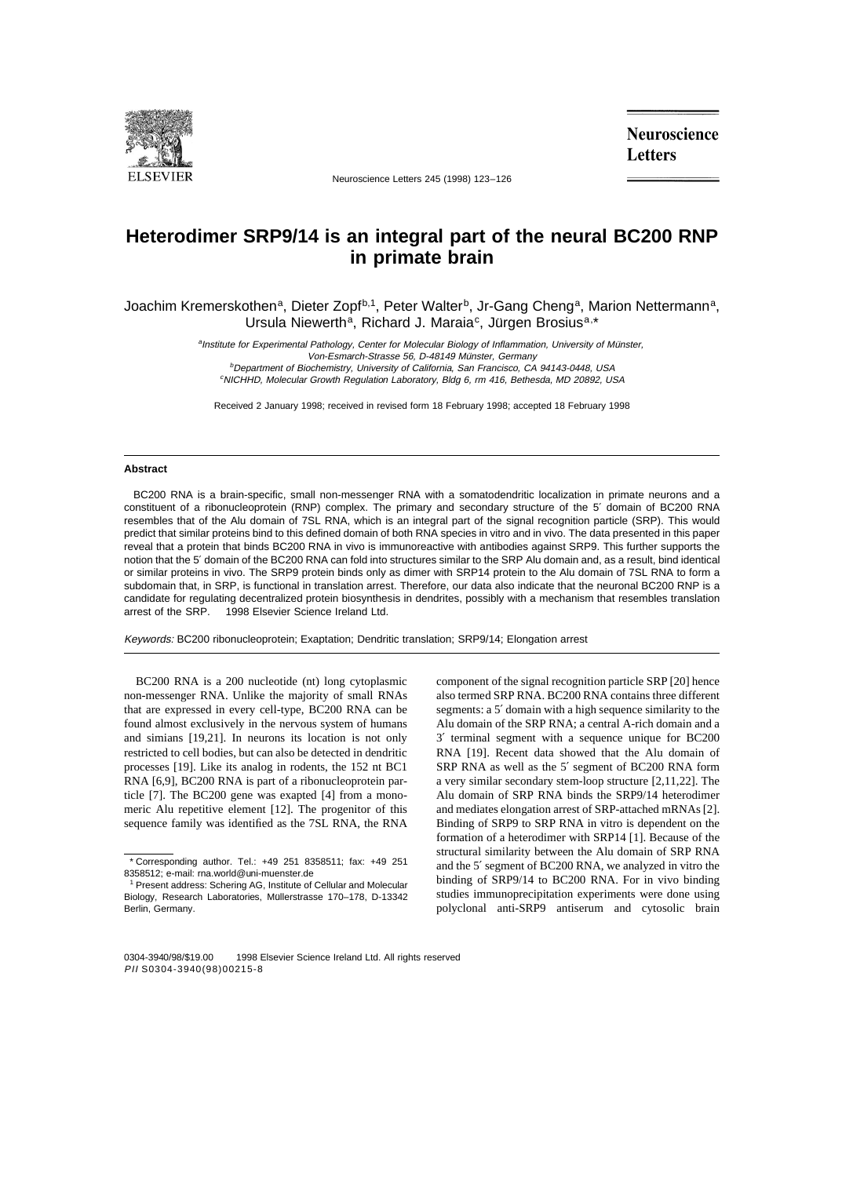# Heterodimer SRP9/14 is an integral part of the neural BC200 RNP in primate brain

Joachim Kremerskothen[a], Dieter Zopf[b,1], Peter Walter[b], Jr-Gang Cheng[a], Marion Nettermann[a], Ursula Niewerth[a], Richard J. Maraia[c], Jürgen Brosius[a,*]

[a]*Institute for Experimental Pathology, Center for Molecular Biology of Inflammation, University of Münster, Von-Esmarch-Strasse 56, D-48149 Münster, Germany*

[b]*Department of Biochemistry, University of California, San Francisco, CA 94143-0448, USA*

[c]*NICHHD, Molecular Growth Regulation Laboratory, Bldg 6, rm 416, Bethesda, MD 20892, USA*

Received 2 January 1998; received in revised form 18 February 1998; accepted 18 February 1998

## Abstract

BC200 RNA is a brain-specific, small non-messenger RNA with a somatodendritic localization in primate neurons and a constituent of a ribonucleoprotein (RNP) complex. The primary and secondary structure of the 5′ domain of BC200 RNA resembles that of the Alu domain of 7SL RNA, which is an integral part of the signal recognition particle (SRP). This would predict that similar proteins bind to this defined domain of both RNA species in vitro and in vivo. The data presented in this paper reveal that a protein that binds BC200 RNA in vivo is immunoreactive with antibodies against SRP9. This further supports the notion that the 5′ domain of the BC200 RNA can fold into structures similar to the SRP Alu domain and, as a result, bind identical or similar proteins in vivo. The SRP9 protein binds only as dimer with SRP14 protein to the Alu domain of 7SL RNA to form a subdomain that, in SRP, is functional in translation arrest. Therefore, our data also indicate that the neuronal BC200 RNP is a candidate for regulating decentralized protein biosynthesis in dendrites, possibly with a mechanism that resembles translation arrest of the SRP. © 1998 Elsevier Science Ireland Ltd.

*Keywords:* BC200 ribonucleoprotein; Exaptation; Dendritic translation; SRP9/14; Elongation arrest

BC200 RNA is a 200 nucleotide (nt) long cytoplasmic non-messenger RNA. Unlike the majority of small RNAs that are expressed in every cell-type, BC200 RNA can be found almost exclusively in the nervous system of humans and simians [19,21]. In neurons its location is not only restricted to cell bodies, but can also be detected in dendritic processes [19]. Like its analog in rodents, the 152 nt BC1 RNA [6,9], BC200 RNA is part of a ribonucleoprotein particle [7]. The BC200 gene was exapted [4] from a monomeric Alu repetitive element [12]. The progenitor of this sequence family was identified as the 7SL RNA, the RNA component of the signal recognition particle SRP [20] hence also termed SRP RNA. BC200 RNA contains three different segments: a 5′ domain with a high sequence similarity to the Alu domain of the SRP RNA; a central A-rich domain and a 3′ terminal segment with a sequence unique for BC200 RNA [19]. Recent data showed that the Alu domain of SRP RNA as well as the 5′ segment of BC200 RNA form a very similar secondary stem-loop structure [2,11,22]. The Alu domain of SRP RNA binds the SRP9/14 heterodimer and mediates elongation arrest of SRP-attached mRNAs [2]. Binding of SRP9 to SRP RNA in vitro is dependent on the formation of a heterodimer with SRP14 [1]. Because of the structural similarity between the Alu domain of SRP RNA and the 5′ segment of BC200 RNA, we analyzed in vitro the binding of SRP9/14 to BC200 RNA. For in vivo binding studies immunoprecipitation experiments were done using polyclonal anti-SRP9 antiserum and cytosolic brain

\* Corresponding author. Tel.: +49 251 8358511; fax: +49 251 8358512; e-mail: rna.world@uni-muenster.de

[1] Present address: Schering AG, Institute of Cellular and Molecular Biology, Research Laboratories, Müllerstrasse 170–178, D-13342 Berlin, Germany.

0304-3940/98/$19.00 © 1998 Elsevier Science Ireland Ltd. All rights reserved
*PII* S0304-3940(98)00215-8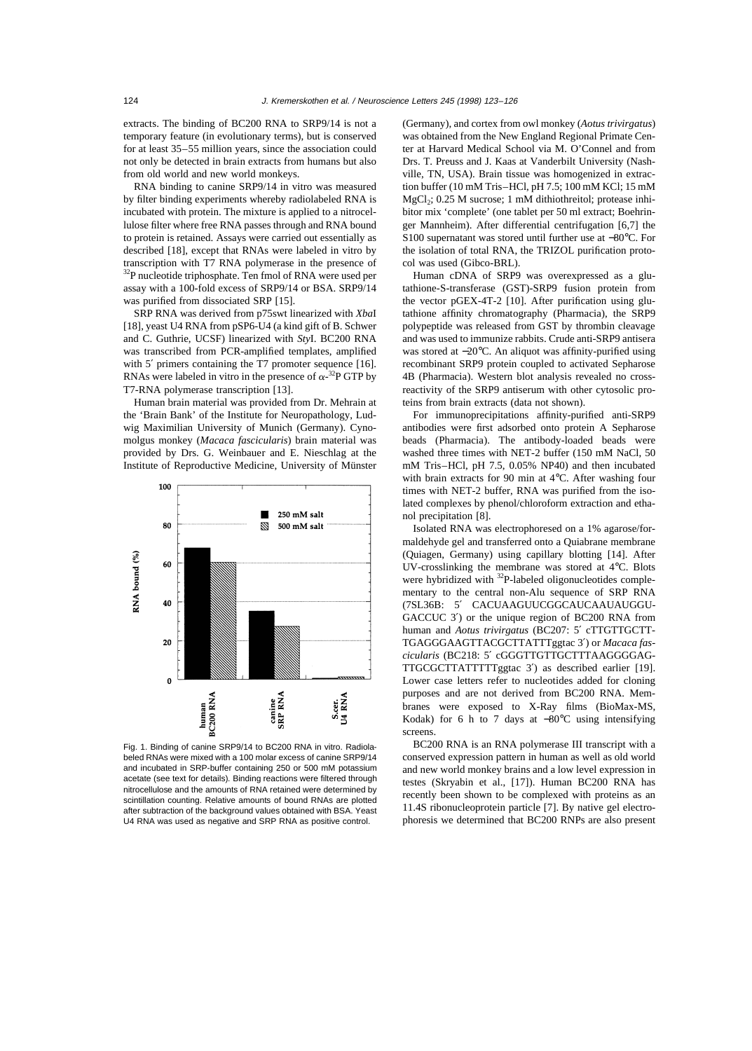extracts. The binding of BC200 RNA to SRP9/14 is not a temporary feature (in evolutionary terms), but is conserved for at least 35–55 million years, since the association could not only be detected in brain extracts from humans but also from old world and new world monkeys.

RNA binding to canine SRP9/14 in vitro was measured by filter binding experiments whereby radiolabeled RNA is incubated with protein. The mixture is applied to a nitrocellulose filter where free RNA passes through and RNA bound to protein is retained. Assays were carried out essentially as described [18], except that RNAs were labeled in vitro by transcription with T7 RNA polymerase in the presence of $^{32}$P nucleotide triphosphate. Ten fmol of RNA were used per assay with a 100-fold excess of SRP9/14 or BSA. SRP9/14 was purified from dissociated SRP [15].

SRP RNA was derived from p75swt linearized with *Xba*I [18], yeast U4 RNA from pSP6-U4 (a kind gift of B. Schwer and C. Guthrie, UCSF) linearized with *Sty*I. BC200 RNA was transcribed from PCR-amplified templates, amplified with 5′ primers containing the T7 promoter sequence [16]. RNAs were labeled in vitro in the presence of $\alpha$-$^{32}$P GTP by T7-RNA polymerase transcription [13].

Human brain material was provided from Dr. Mehrain at the 'Brain Bank' of the Institute for Neuropathology, Ludwig Maximilian University of Munich (Germany). Cynomolgus monkey (*Macaca fascicularis*) brain material was provided by Drs. G. Weinbauer and E. Nieschlag at the Institute of Reproductive Medicine, University of Münster (Germany), and cortex from owl monkey (*Aotus trivirgatus*) was obtained from the New England Regional Primate Center at Harvard Medical School via M. O'Connel and from Drs. T. Preuss and J. Kaas at Vanderbilt University (Nashville, TN, USA). Brain tissue was homogenized in extraction buffer (10 mM Tris–HCl, pH 7.5; 100 mM KCl; 15 mM $MgCl_2$; 0.25 M sucrose; 1 mM dithiothreitol; protease inhibitor mix 'complete' (one tablet per 50 ml extract; Boehringer Mannheim). After differential centrifugation [6,7] the S100 supernatant was stored until further use at −80°C. For the isolation of total RNA, the TRIZOL purification protocol was used (Gibco-BRL).

Fig. 1. Binding of canine SRP9/14 to BC200 RNA in vitro. Radiolabeled RNAs were mixed with a 100 molar excess of canine SRP9/14 and incubated in SRP-buffer containing 250 or 500 mM potassium acetate (see text for details). Binding reactions were filtered through nitrocellulose and the amounts of RNA retained were determined by scintillation counting. Relative amounts of bound RNAs are plotted after subtraction of the background values obtained with BSA. Yeast U4 RNA was used as negative and SRP RNA as positive control.

Human cDNA of SRP9 was overexpressed as a glutathione-S-transferase (GST)-SRP9 fusion protein from the vector pGEX-4T-2 [10]. After purification using glutathione affinity chromatography (Pharmacia), the SRP9 polypeptide was released from GST by thrombin cleavage and was used to immunize rabbits. Crude anti-SRP9 antisera was stored at −20°C. An aliquot was affinity-purified using recombinant SRP9 protein coupled to activated Sepharose 4B (Pharmacia). Western blot analysis revealed no cross-reactivity of the SRP9 antiserum with other cytosolic proteins from brain extracts (data not shown).

For immunoprecipitations affinity-purified anti-SRP9 antibodies were first adsorbed onto protein A Sepharose beads (Pharmacia). The antibody-loaded beads were washed three times with NET-2 buffer (150 mM NaCl, 50 mM Tris–HCl, pH 7.5, 0.05% NP40) and then incubated with brain extracts for 90 min at 4°C. After washing four times with NET-2 buffer, RNA was purified from the isolated complexes by phenol/chloroform extraction and ethanol precipitation [8].

Isolated RNA was electrophoresed on a 1% agarose/formaldehyde gel and transferred onto a Quiabrane membrane (Quiagen, Germany) using capillary blotting [14]. After UV-crosslinking the membrane was stored at 4°C. Blots were hybridized with $^{32}$P-labeled oligonucleotides complementary to the central non-Alu sequence of SRP RNA (7SL36B: 5′ CACUAAGUUCGGCAUCAAUAUGGUGACCUC 3′) or the unique region of BC200 RNA from human and *Aotus trivirgatus* (BC207: 5′ cTTGTTGCTTTGAGGGAAGTTACGCTTATTTggtac 3′) or *Macaca fascicularis* (BC218: 5′ cGGGTTGTTGCTTTAAGGGGAGTTGCGCTTATTTTTggtac 3′) as described earlier [19]. Lower case letters refer to nucleotides added for cloning purposes and are not derived from BC200 RNA. Membranes were exposed to X-Ray films (BioMax-MS, Kodak) for 6 h to 7 days at −80°C using intensifying screens.

BC200 RNA is an RNA polymerase III transcript with a conserved expression pattern in human as well as old world and new world monkey brains and a low level expression in testes (Skryabin et al., [17]). Human BC200 RNA has recently been shown to be complexed with proteins as an 11.4S ribonucleoprotein particle [7]. By native gel electrophoresis we determined that BC200 RNPs are also present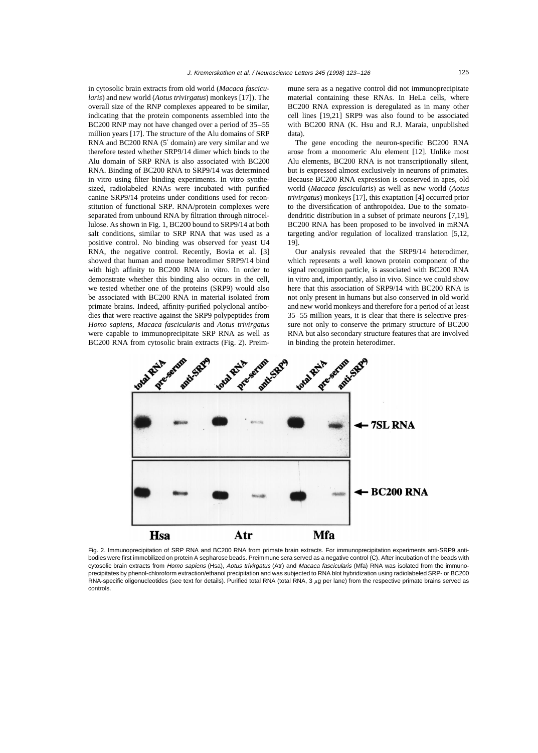in cytosolic brain extracts from old world (*Macaca fascicularis*) and new world (*Aotus trivirgatus*) monkeys [17]). The overall size of the RNP complexes appeared to be similar, indicating that the protein components assembled into the BC200 RNP may not have changed over a period of 35–55 million years [17]. The structure of the Alu domains of SRP RNA and BC200 RNA (5′ domain) are very similar and we therefore tested whether SRP9/14 dimer which binds to the Alu domain of SRP RNA is also associated with BC200 RNA. Binding of BC200 RNA to SRP9/14 was determined in vitro using filter binding experiments. In vitro synthesized, radiolabeled RNAs were incubated with purified canine SRP9/14 proteins under conditions used for reconstitution of functional SRP. RNA/protein complexes were separated from unbound RNA by filtration through nitrocellulose. As shown in Fig. 1, BC200 bound to SRP9/14 at both salt conditions, similar to SRP RNA that was used as a positive control. No binding was observed for yeast U4 RNA, the negative control. Recently, Bovia et al. [3] showed that human and mouse heterodimer SRP9/14 bind with high affinity to BC200 RNA in vitro. In order to demonstrate whether this binding also occurs in the cell, we tested whether one of the proteins (SRP9) would also be associated with BC200 RNA in material isolated from primate brains. Indeed, affinity-purified polyclonal antibodies that were reactive against the SRP9 polypeptides from *Homo sapiens*, *Macaca fascicularis* and *Aotus trivirgatus* were capable to immunoprecipitate SRP RNA as well as BC200 RNA from cytosolic brain extracts (Fig. 2). Preimmune sera as a negative control did not immunoprecipitate material containing these RNAs. In HeLa cells, where BC200 RNA expression is deregulated as in many other cell lines [19,21] SRP9 was also found to be associated with BC200 RNA (K. Hsu and R.J. Maraia, unpublished data).

The gene encoding the neuron-specific BC200 RNA arose from a monomeric Alu element [12]. Unlike most Alu elements, BC200 RNA is not transcriptionally silent, but is expressed almost exclusively in neurons of primates. Because BC200 RNA expression is conserved in apes, old world (*Macaca fascicularis*) as well as new world (*Aotus trivirgatus*) monkeys [17], this exaptation [4] occurred prior to the diversification of anthropoidea. Due to the somatodendritic distribution in a subset of primate neurons [7,19], BC200 RNA has been proposed to be involved in mRNA targeting and/or regulation of localized translation [5,12, 19].

Our analysis revealed that the SRP9/14 heterodimer, which represents a well known protein component of the signal recognition particle, is associated with BC200 RNA in vitro and, importantly, also in vivo. Since we could show here that this association of SRP9/14 with BC200 RNA is not only present in humans but also conserved in old world and new world monkeys and therefore for a period of at least 35–55 million years, it is clear that there is selective pressure not only to conserve the primary structure of BC200 RNA but also secondary structure features that are involved in binding the protein heterodimer.

Fig. 2. Immunoprecipitation of SRP RNA and BC200 RNA from primate brain extracts. For immunoprecipitation experiments anti-SRP9 antibodies were first immobilized on protein A sepharose beads. Preimmune sera served as a negative control (C). After incubation of the beads with cytosolic brain extracts from *Homo sapiens* (Hsa), *Aotus trivirgatus* (Atr) and *Macaca fascicularis* (Mfa) RNA was isolated from the immunoprecipitates by phenol-chloroform extraction/ethanol precipitation and was subjected to RNA blot hybridization using radiolabeled SRP- or BC200 RNA-specific oligonucleotides (see text for details). Purified total RNA (total RNA, 3 $\mu$g per lane) from the respective primate brains served as controls.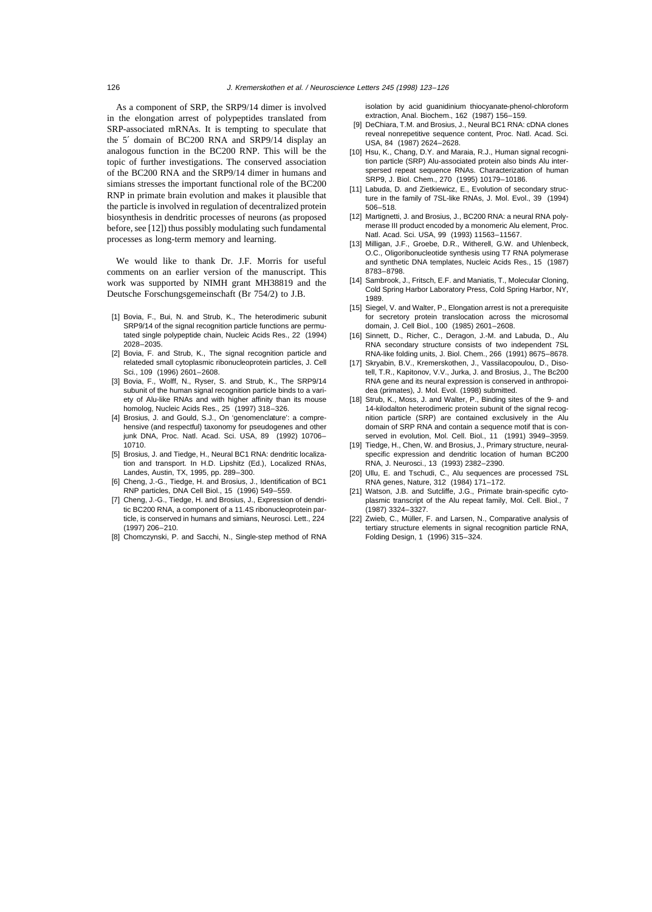As a component of SRP, the SRP9/14 dimer is involved in the elongation arrest of polypeptides translated from SRP-associated mRNAs. It is tempting to speculate that the 5′ domain of BC200 RNA and SRP9/14 display an analogous function in the BC200 RNP. This will be the topic of further investigations. The conserved association of the BC200 RNA and the SRP9/14 dimer in humans and simians stresses the important functional role of the BC200 RNP in primate brain evolution and makes it plausible that the particle is involved in regulation of decentralized protein biosynthesis in dendritic processes of neurons (as proposed before, see [12]) thus possibly modulating such fundamental processes as long-term memory and learning.

We would like to thank Dr. J.F. Morris for useful comments on an earlier version of the manuscript. This work was supported by NIMH grant MH38819 and the Deutsche Forschungsgemeinschaft (Br 754/2) to J.B.

[1] Bovia, F., Bui, N. and Strub, K., The heterodimeric subunit SRP9/14 of the signal recognition particle functions are permutated single polypeptide chain, Nucleic Acids Res., 22 (1994) 2028–2035.

[2] Bovia, F. and Strub, K., The signal recognition particle and relateded small cytoplasmic ribonucleoprotein particles, J. Cell Sci., 109 (1996) 2601–2608.

[3] Bovia, F., Wolff, N., Ryser, S. and Strub, K., The SRP9/14 subunit of the human signal recognition particle binds to a variety of Alu-like RNAs and with higher affinity than its mouse homolog, Nucleic Acids Res., 25 (1997) 318–326.

[4] Brosius, J. and Gould, S.J., On 'genomenclature': a comprehensive (and respectful) taxonomy for pseudogenes and other junk DNA, Proc. Natl. Acad. Sci. USA, 89 (1992) 10706–10710.

[5] Brosius, J. and Tiedge, H., Neural BC1 RNA: dendritic localization and transport. In H.D. Lipshitz (Ed.), Localized RNAs, Landes, Austin, TX, 1995, pp. 289–300.

[6] Cheng, J.-G., Tiedge, H. and Brosius, J., Identification of BC1 RNP particles, DNA Cell Biol., 15 (1996) 549–559.

[7] Cheng, J.-G., Tiedge, H. and Brosius, J., Expression of dendritic BC200 RNA, a component of a 11.4S ribonucleoprotein particle, is conserved in humans and simians, Neurosci. Lett., 224 (1997) 206–210.

[8] Chomczynski, P. and Sacchi, N., Single-step method of RNA isolation by acid guanidinium thiocyanate-phenol-chloroform extraction, Anal. Biochem., 162 (1987) 156–159.

[9] DeChiara, T.M. and Brosius, J., Neural BC1 RNA: cDNA clones reveal nonrepetitive sequence content, Proc. Natl. Acad. Sci. USA, 84 (1987) 2624–2628.

[10] Hsu, K., Chang, D.Y. and Maraia, R.J., Human signal recognition particle (SRP) Alu-associated protein also binds Alu interspersed repeat sequence RNAs. Characterization of human SRP9, J. Biol. Chem., 270 (1995) 10179–10186.

[11] Labuda, D. and Zietkiewicz, E., Evolution of secondary structure in the family of 7SL-like RNAs, J. Mol. Evol., 39 (1994) 506–518.

[12] Martignetti, J. and Brosius, J., BC200 RNA: a neural RNA polymerase III product encoded by a monomeric Alu element, Proc. Natl. Acad. Sci. USA, 99 (1993) 11563–11567.

[13] Milligan, J.F., Groebe, D.R., Witherell, G.W. and Uhlenbeck, O.C., Oligoribonucleotide synthesis using T7 RNA polymerase and synthetic DNA templates, Nucleic Acids Res., 15 (1987) 8783–8798.

[14] Sambrook, J., Fritsch, E.F. and Maniatis, T., Molecular Cloning, Cold Spring Harbor Laboratory Press, Cold Spring Harbor, NY, 1989.

[15] Siegel, V. and Walter, P., Elongation arrest is not a prerequisite for secretory protein translocation across the microsomal domain, J. Cell Biol., 100 (1985) 2601–2608.

[16] Sinnett, D., Richer, C., Deragon, J.-M. and Labuda, D., Alu RNA secondary structure consists of two independent 7SL RNA-like folding units, J. Biol. Chem., 266 (1991) 8675–8678.

[17] Skryabin, B.V., Kremerskothen, J., Vassilacopoulou, D., Disotell, T.R., Kapitonov, V.V., Jurka, J. and Brosius, J., The Bc200 RNA gene and its neural expression is conserved in anthropoidea (primates), J. Mol. Evol. (1998) submitted.

[18] Strub, K., Moss, J. and Walter, P., Binding sites of the 9- and 14-kilodalton heterodimeric protein subunit of the signal recognition particle (SRP) are contained exclusively in the Alu domain of SRP RNA and contain a sequence motif that is conserved in evolution, Mol. Cell. Biol., 11 (1991) 3949–3959.

[19] Tiedge, H., Chen, W. and Brosius, J., Primary structure, neural-specific expression and dendritic location of human BC200 RNA, J. Neurosci., 13 (1993) 2382–2390.

[20] Ullu, E. and Tschudi, C., Alu sequences are processed 7SL RNA genes, Nature, 312 (1984) 171–172.

[21] Watson, J.B. and Sutcliffe, J.G., Primate brain-specific cytoplasmic transcript of the Alu repeat family, Mol. Cell. Biol., 7 (1987) 3324–3327.

[22] Zwieb, C., Müller, F. and Larsen, N., Comparative analysis of tertiary structure elements in signal recognition particle RNA, Folding Design, 1 (1996) 315–324.